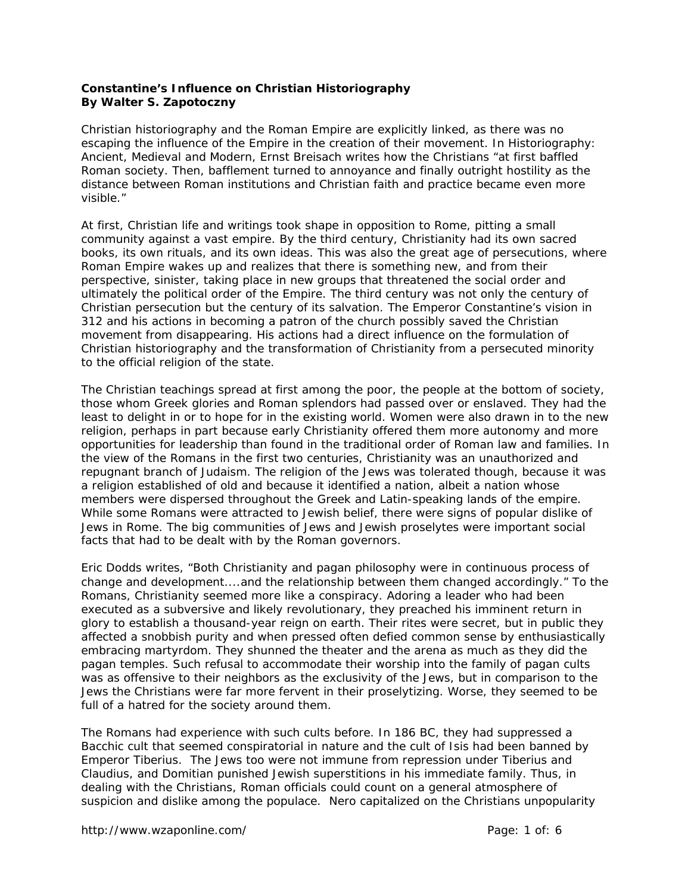**Constantine's Influence on Christian Historiography**
**By Walter S. Zapotoczny**

Christian historiography and the Roman Empire are explicitly linked, as there was no escaping the influence of the Empire in the creation of their movement. In Historiography: Ancient, Medieval and Modern, Ernst Breisach writes how the Christians "at first baffled Roman society. Then, bafflement turned to annoyance and finally outright hostility as the distance between Roman institutions and Christian faith and practice became even more visible."

At first, Christian life and writings took shape in opposition to Rome, pitting a small community against a vast empire. By the third century, Christianity had its own sacred books, its own rituals, and its own ideas. This was also the great age of persecutions, where Roman Empire wakes up and realizes that there is something new, and from their perspective, sinister, taking place in new groups that threatened the social order and ultimately the political order of the Empire. The third century was not only the century of Christian persecution but the century of its salvation. The Emperor Constantine's vision in 312 and his actions in becoming a patron of the church possibly saved the Christian movement from disappearing. His actions had a direct influence on the formulation of Christian historiography and the transformation of Christianity from a persecuted minority to the official religion of the state.

The Christian teachings spread at first among the poor, the people at the bottom of society, those whom Greek glories and Roman splendors had passed over or enslaved. They had the least to delight in or to hope for in the existing world. Women were also drawn in to the new religion, perhaps in part because early Christianity offered them more autonomy and more opportunities for leadership than found in the traditional order of Roman law and families. In the view of the Romans in the first two centuries, Christianity was an unauthorized and repugnant branch of Judaism. The religion of the Jews was tolerated though, because it was a religion established of old and because it identified a nation, albeit a nation whose members were dispersed throughout the Greek and Latin-speaking lands of the empire. While some Romans were attracted to Jewish belief, there were signs of popular dislike of Jews in Rome. The big communities of Jews and Jewish proselytes were important social facts that had to be dealt with by the Roman governors.

Eric Dodds writes, "Both Christianity and pagan philosophy were in continuous process of change and development....and the relationship between them changed accordingly." To the Romans, Christianity seemed more like a conspiracy. Adoring a leader who had been executed as a subversive and likely revolutionary, they preached his imminent return in glory to establish a thousand-year reign on earth. Their rites were secret, but in public they affected a snobbish purity and when pressed often defied common sense by enthusiastically embracing martyrdom. They shunned the theater and the arena as much as they did the pagan temples. Such refusal to accommodate their worship into the family of pagan cults was as offensive to their neighbors as the exclusivity of the Jews, but in comparison to the Jews the Christians were far more fervent in their proselytizing. Worse, they seemed to be full of a hatred for the society around them.

The Romans had experience with such cults before. In 186 BC, they had suppressed a Bacchic cult that seemed conspiratorial in nature and the cult of Isis had been banned by Emperor Tiberius. The Jews too were not immune from repression under Tiberius and Claudius, and Domitian punished Jewish superstitions in his immediate family. Thus, in dealing with the Christians, Roman officials could count on a general atmosphere of suspicion and dislike among the populace. Nero capitalized on the Christians unpopularity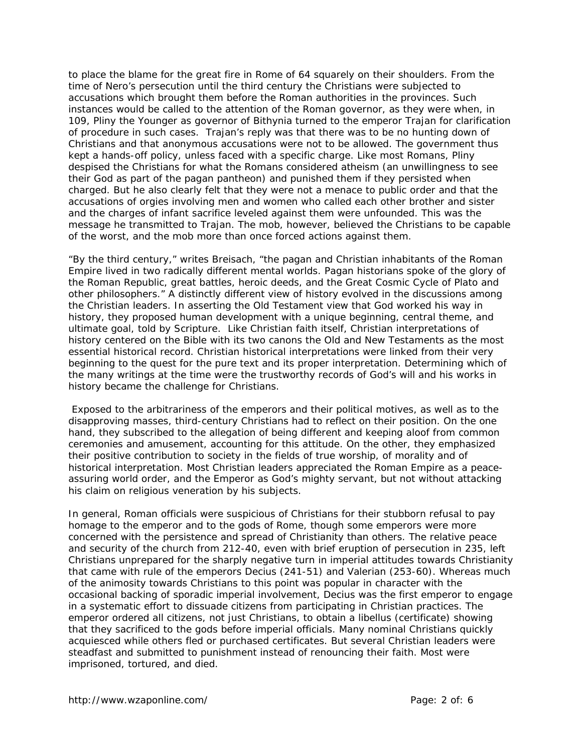to place the blame for the great fire in Rome of 64 squarely on their shoulders. From the time of Nero's persecution until the third century the Christians were subjected to accusations which brought them before the Roman authorities in the provinces. Such instances would be called to the attention of the Roman governor, as they were when, in 109, Pliny the Younger as governor of Bithynia turned to the emperor Trajan for clarification of procedure in such cases. Trajan's reply was that there was to be no hunting down of Christians and that anonymous accusations were not to be allowed. The government thus kept a hands-off policy, unless faced with a specific charge. Like most Romans, Pliny despised the Christians for what the Romans considered atheism (an unwillingness to see their God as part of the pagan pantheon) and punished them if they persisted when charged. But he also clearly felt that they were not a menace to public order and that the accusations of orgies involving men and women who called each other brother and sister and the charges of infant sacrifice leveled against them were unfounded. This was the message he transmitted to Trajan. The mob, however, believed the Christians to be capable of the worst, and the mob more than once forced actions against them.

"By the third century," writes Breisach, "the pagan and Christian inhabitants of the Roman Empire lived in two radically different mental worlds. Pagan historians spoke of the glory of the Roman Republic, great battles, heroic deeds, and the Great Cosmic Cycle of Plato and other philosophers." A distinctly different view of history evolved in the discussions among the Christian leaders. In asserting the Old Testament view that God worked his way in history, they proposed human development with a unique beginning, central theme, and ultimate goal, told by Scripture. Like Christian faith itself, Christian interpretations of history centered on the Bible with its two canons the Old and New Testaments as the most essential historical record. Christian historical interpretations were linked from their very beginning to the quest for the pure text and its proper interpretation. Determining which of the many writings at the time were the trustworthy records of God's will and his works in history became the challenge for Christians.

Exposed to the arbitrariness of the emperors and their political motives, as well as to the disapproving masses, third-century Christians had to reflect on their position. On the one hand, they subscribed to the allegation of being different and keeping aloof from common ceremonies and amusement, accounting for this attitude. On the other, they emphasized their positive contribution to society in the fields of true worship, of morality and of historical interpretation. Most Christian leaders appreciated the Roman Empire as a peace-assuring world order, and the Emperor as God's mighty servant, but not without attacking his claim on religious veneration by his subjects.

In general, Roman officials were suspicious of Christians for their stubborn refusal to pay homage to the emperor and to the gods of Rome, though some emperors were more concerned with the persistence and spread of Christianity than others. The relative peace and security of the church from 212-40, even with brief eruption of persecution in 235, left Christians unprepared for the sharply negative turn in imperial attitudes towards Christianity that came with rule of the emperors Decius (241-51) and Valerian (253-60). Whereas much of the animosity towards Christians to this point was popular in character with the occasional backing of sporadic imperial involvement, Decius was the first emperor to engage in a systematic effort to dissuade citizens from participating in Christian practices. The emperor ordered all citizens, not just Christians, to obtain a libellus (certificate) showing that they sacrificed to the gods before imperial officials. Many nominal Christians quickly acquiesced while others fled or purchased certificates. But several Christian leaders were steadfast and submitted to punishment instead of renouncing their faith. Most were imprisoned, tortured, and died.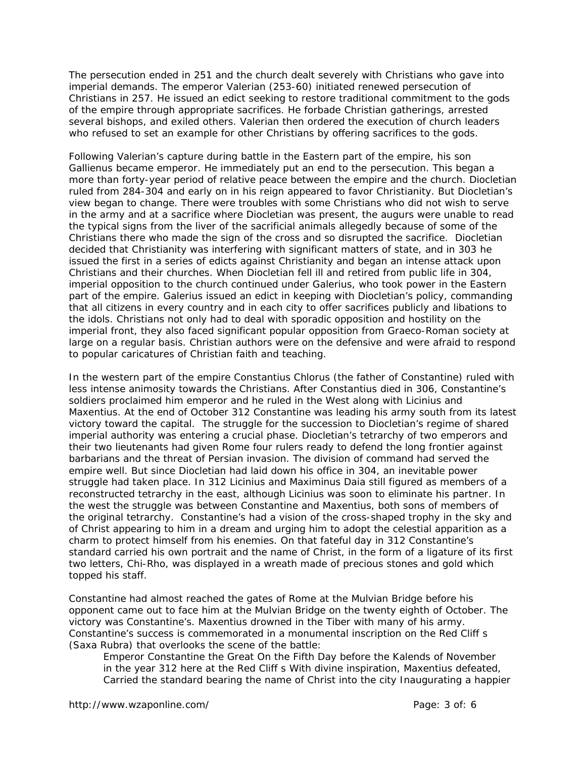The persecution ended in 251 and the church dealt severely with Christians who gave into imperial demands. The emperor Valerian (253-60) initiated renewed persecution of Christians in 257. He issued an edict seeking to restore traditional commitment to the gods of the empire through appropriate sacrifices. He forbade Christian gatherings, arrested several bishops, and exiled others. Valerian then ordered the execution of church leaders who refused to set an example for other Christians by offering sacrifices to the gods.

Following Valerian's capture during battle in the Eastern part of the empire, his son Gallienus became emperor. He immediately put an end to the persecution. This began a more than forty-year period of relative peace between the empire and the church. Diocletian ruled from 284-304 and early on in his reign appeared to favor Christianity. But Diocletian's view began to change. There were troubles with some Christians who did not wish to serve in the army and at a sacrifice where Diocletian was present, the augurs were unable to read the typical signs from the liver of the sacrificial animals allegedly because of some of the Christians there who made the sign of the cross and so disrupted the sacrifice. Diocletian decided that Christianity was interfering with significant matters of state, and in 303 he issued the first in a series of edicts against Christianity and began an intense attack upon Christians and their churches. When Diocletian fell ill and retired from public life in 304, imperial opposition to the church continued under Galerius, who took power in the Eastern part of the empire. Galerius issued an edict in keeping with Diocletian's policy, commanding that all citizens in every country and in each city to offer sacrifices publicly and libations to the idols. Christians not only had to deal with sporadic opposition and hostility on the imperial front, they also faced significant popular opposition from Graeco-Roman society at large on a regular basis. Christian authors were on the defensive and were afraid to respond to popular caricatures of Christian faith and teaching.

In the western part of the empire Constantius Chlorus (the father of Constantine) ruled with less intense animosity towards the Christians. After Constantius died in 306, Constantine's soldiers proclaimed him emperor and he ruled in the West along with Licinius and Maxentius. At the end of October 312 Constantine was leading his army south from its latest victory toward the capital. The struggle for the succession to Diocletian's regime of shared imperial authority was entering a crucial phase. Diocletian's tetrarchy of two emperors and their two lieutenants had given Rome four rulers ready to defend the long frontier against barbarians and the threat of Persian invasion. The division of command had served the empire well. But since Diocletian had laid down his office in 304, an inevitable power struggle had taken place. In 312 Licinius and Maximinus Daia still figured as members of a reconstructed tetrarchy in the east, although Licinius was soon to eliminate his partner. In the west the struggle was between Constantine and Maxentius, both sons of members of the original tetrarchy. Constantine's had a vision of the cross-shaped trophy in the sky and of Christ appearing to him in a dream and urging him to adopt the celestial apparition as a charm to protect himself from his enemies. On that fateful day in 312 Constantine's standard carried his own portrait and the name of Christ, in the form of a ligature of its first two letters, Chi-Rho, was displayed in a wreath made of precious stones and gold which topped his staff.

Constantine had almost reached the gates of Rome at the Mulvian Bridge before his opponent came out to face him at the Mulvian Bridge on the twenty eighth of October. The victory was Constantine's. Maxentius drowned in the Tiber with many of his army. Constantine's success is commemorated in a monumental inscription on the Red Cliff s (Saxa Rubra) that overlooks the scene of the battle:

> Emperor Constantine the Great On the Fifth Day before the Kalends of November in the year 312 here at the Red Cliff s With divine inspiration, Maxentius defeated, Carried the standard bearing the name of Christ into the city Inaugurating a happier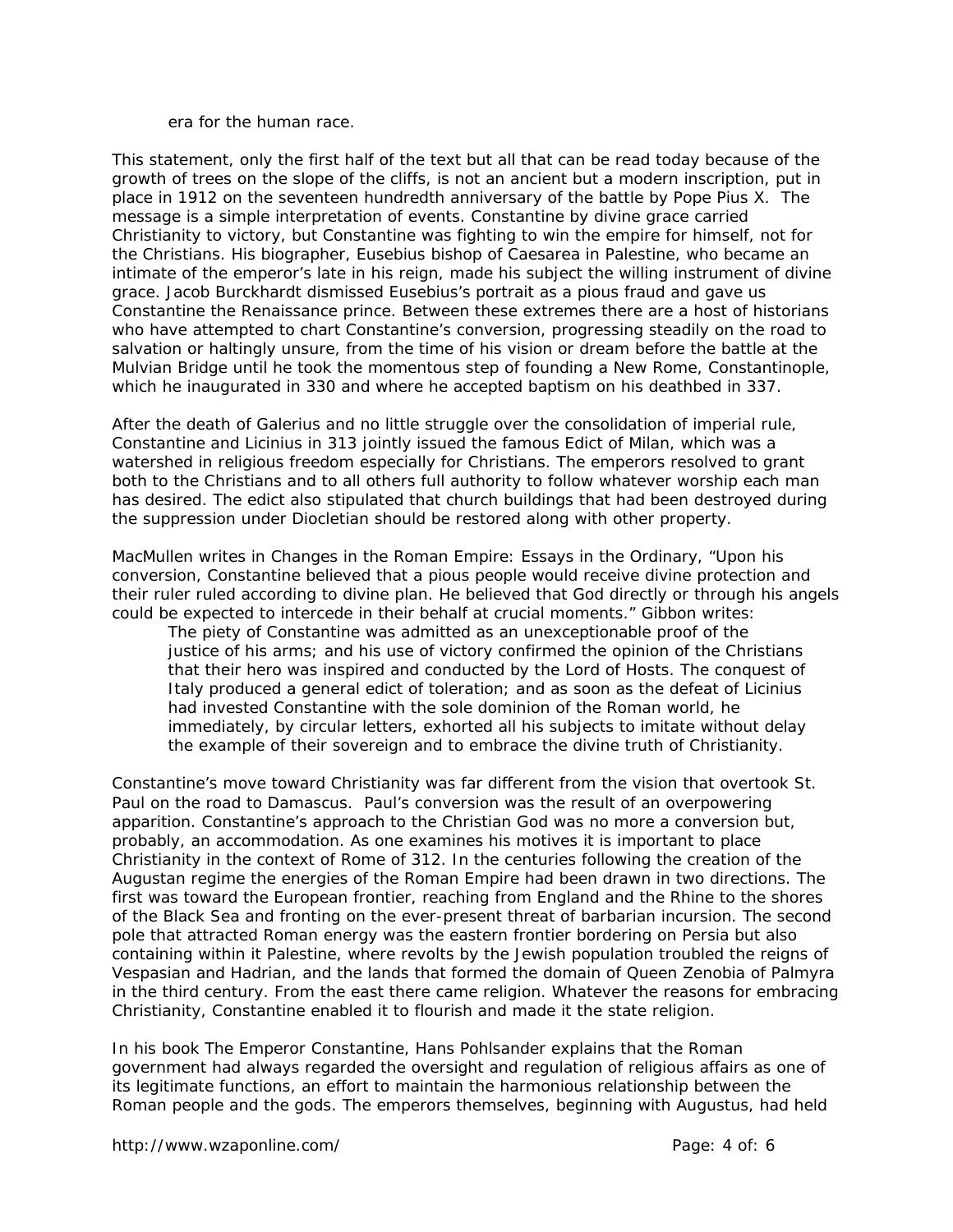era for the human race.

This statement, only the first half of the text but all that can be read today because of the growth of trees on the slope of the cliffs, is not an ancient but a modern inscription, put in place in 1912 on the seventeen hundredth anniversary of the battle by Pope Pius X. The message is a simple interpretation of events. Constantine by divine grace carried Christianity to victory, but Constantine was fighting to win the empire for himself, not for the Christians. His biographer, Eusebius bishop of Caesarea in Palestine, who became an intimate of the emperor's late in his reign, made his subject the willing instrument of divine grace. Jacob Burckhardt dismissed Eusebius's portrait as a pious fraud and gave us Constantine the Renaissance prince. Between these extremes there are a host of historians who have attempted to chart Constantine's conversion, progressing steadily on the road to salvation or haltingly unsure, from the time of his vision or dream before the battle at the Mulvian Bridge until he took the momentous step of founding a New Rome, Constantinople, which he inaugurated in 330 and where he accepted baptism on his deathbed in 337.

After the death of Galerius and no little struggle over the consolidation of imperial rule, Constantine and Licinius in 313 jointly issued the famous Edict of Milan, which was a watershed in religious freedom especially for Christians. The emperors resolved to grant both to the Christians and to all others full authority to follow whatever worship each man has desired. The edict also stipulated that church buildings that had been destroyed during the suppression under Diocletian should be restored along with other property.

MacMullen writes in Changes in the Roman Empire: Essays in the Ordinary, "Upon his conversion, Constantine believed that a pious people would receive divine protection and their ruler ruled according to divine plan. He believed that God directly or through his angels could be expected to intercede in their behalf at crucial moments." Gibbon writes:

> The piety of Constantine was admitted as an unexceptionable proof of the justice of his arms; and his use of victory confirmed the opinion of the Christians that their hero was inspired and conducted by the Lord of Hosts. The conquest of Italy produced a general edict of toleration; and as soon as the defeat of Licinius had invested Constantine with the sole dominion of the Roman world, he immediately, by circular letters, exhorted all his subjects to imitate without delay the example of their sovereign and to embrace the divine truth of Christianity.

Constantine's move toward Christianity was far different from the vision that overtook St. Paul on the road to Damascus. Paul's conversion was the result of an overpowering apparition. Constantine's approach to the Christian God was no more a conversion but, probably, an accommodation. As one examines his motives it is important to place Christianity in the context of Rome of 312. In the centuries following the creation of the Augustan regime the energies of the Roman Empire had been drawn in two directions. The first was toward the European frontier, reaching from England and the Rhine to the shores of the Black Sea and fronting on the ever-present threat of barbarian incursion. The second pole that attracted Roman energy was the eastern frontier bordering on Persia but also containing within it Palestine, where revolts by the Jewish population troubled the reigns of Vespasian and Hadrian, and the lands that formed the domain of Queen Zenobia of Palmyra in the third century. From the east there came religion. Whatever the reasons for embracing Christianity, Constantine enabled it to flourish and made it the state religion.

In his book The Emperor Constantine, Hans Pohlsander explains that the Roman government had always regarded the oversight and regulation of religious affairs as one of its legitimate functions, an effort to maintain the harmonious relationship between the Roman people and the gods. The emperors themselves, beginning with Augustus, had held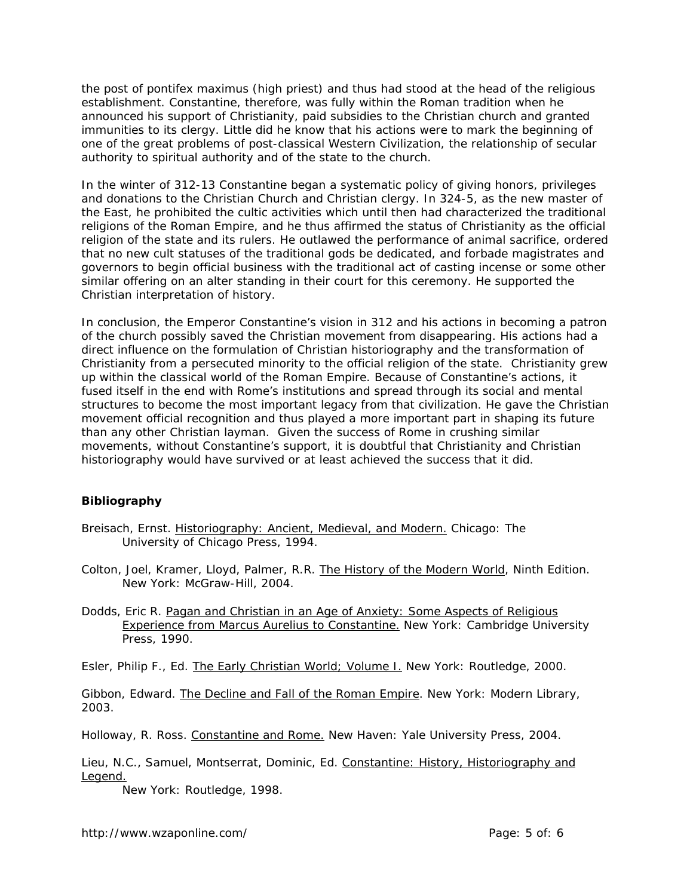the post of pontifex maximus (high priest) and thus had stood at the head of the religious establishment. Constantine, therefore, was fully within the Roman tradition when he announced his support of Christianity, paid subsidies to the Christian church and granted immunities to its clergy. Little did he know that his actions were to mark the beginning of one of the great problems of post-classical Western Civilization, the relationship of secular authority to spiritual authority and of the state to the church.

In the winter of 312-13 Constantine began a systematic policy of giving honors, privileges and donations to the Christian Church and Christian clergy. In 324-5, as the new master of the East, he prohibited the cultic activities which until then had characterized the traditional religions of the Roman Empire, and he thus affirmed the status of Christianity as the official religion of the state and its rulers. He outlawed the performance of animal sacrifice, ordered that no new cult statuses of the traditional gods be dedicated, and forbade magistrates and governors to begin official business with the traditional act of casting incense or some other similar offering on an alter standing in their court for this ceremony. He supported the Christian interpretation of history.

In conclusion, the Emperor Constantine's vision in 312 and his actions in becoming a patron of the church possibly saved the Christian movement from disappearing. His actions had a direct influence on the formulation of Christian historiography and the transformation of Christianity from a persecuted minority to the official religion of the state. Christianity grew up within the classical world of the Roman Empire. Because of Constantine's actions, it fused itself in the end with Rome's institutions and spread through its social and mental structures to become the most important legacy from that civilization. He gave the Christian movement official recognition and thus played a more important part in shaping its future than any other Christian layman. Given the success of Rome in crushing similar movements, without Constantine's support, it is doubtful that Christianity and Christian historiography would have survived or at least achieved the success that it did.

**Bibliography**

Breisach, Ernst. Historiography: Ancient, Medieval, and Modern. Chicago: The University of Chicago Press, 1994.

Colton, Joel, Kramer, Lloyd, Palmer, R.R. The History of the Modern World, Ninth Edition. New York: McGraw-Hill, 2004.

Dodds, Eric R. Pagan and Christian in an Age of Anxiety: Some Aspects of Religious Experience from Marcus Aurelius to Constantine. New York: Cambridge University Press, 1990.

Esler, Philip F., Ed. The Early Christian World; Volume I. New York: Routledge, 2000.

Gibbon, Edward. The Decline and Fall of the Roman Empire. New York: Modern Library, 2003.

Holloway, R. Ross. Constantine and Rome. New Haven: Yale University Press, 2004.

Lieu, N.C., Samuel, Montserrat, Dominic, Ed. Constantine: History, Historiography and Legend. New York: Routledge, 1998.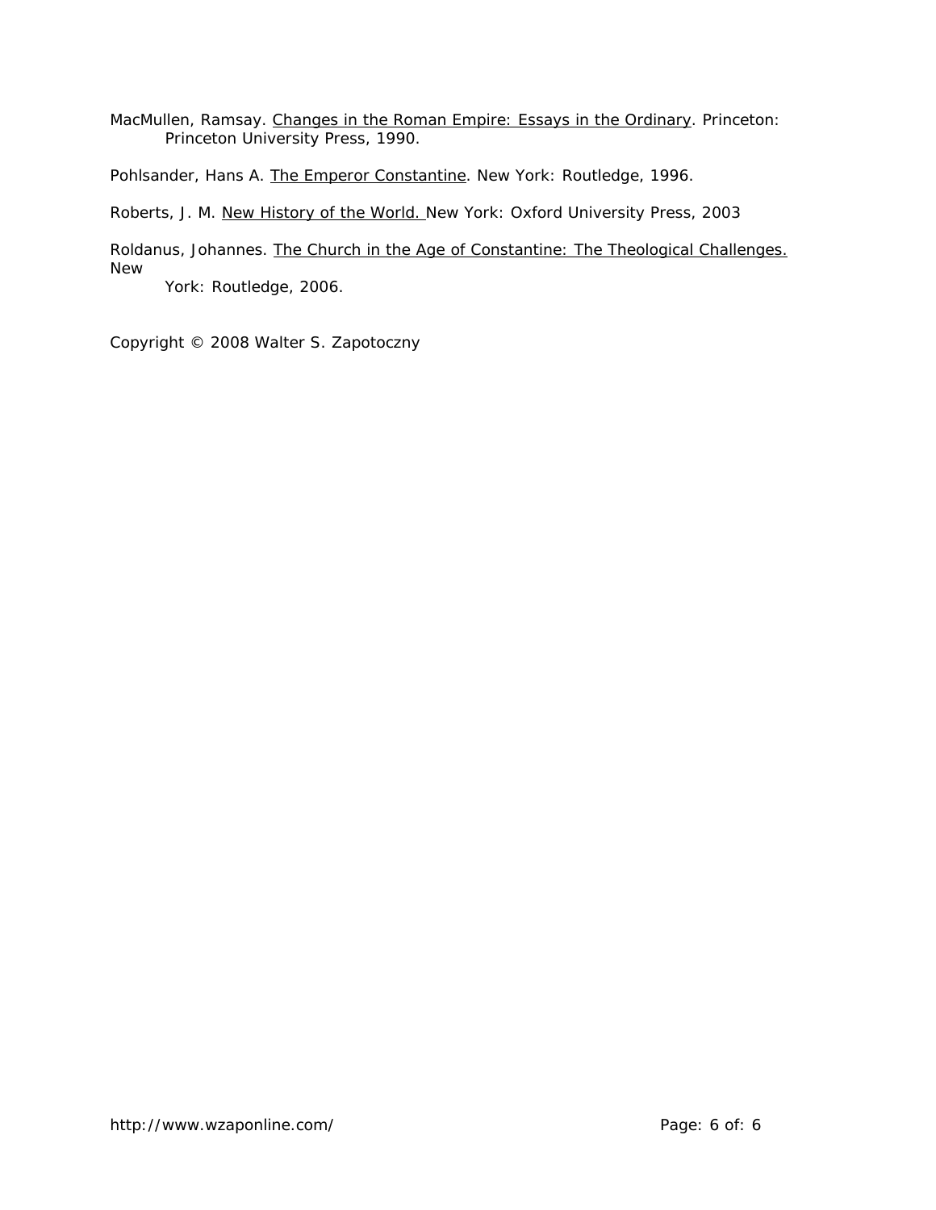MacMullen, Ramsay. Changes in the Roman Empire: Essays in the Ordinary. Princeton: Princeton University Press, 1990.

Pohlsander, Hans A. The Emperor Constantine. New York: Routledge, 1996.

Roberts, J. M. New History of the World. New York: Oxford University Press, 2003

Roldanus, Johannes. The Church in the Age of Constantine: The Theological Challenges. New York: Routledge, 2006.

Copyright © 2008 Walter S. Zapotoczny